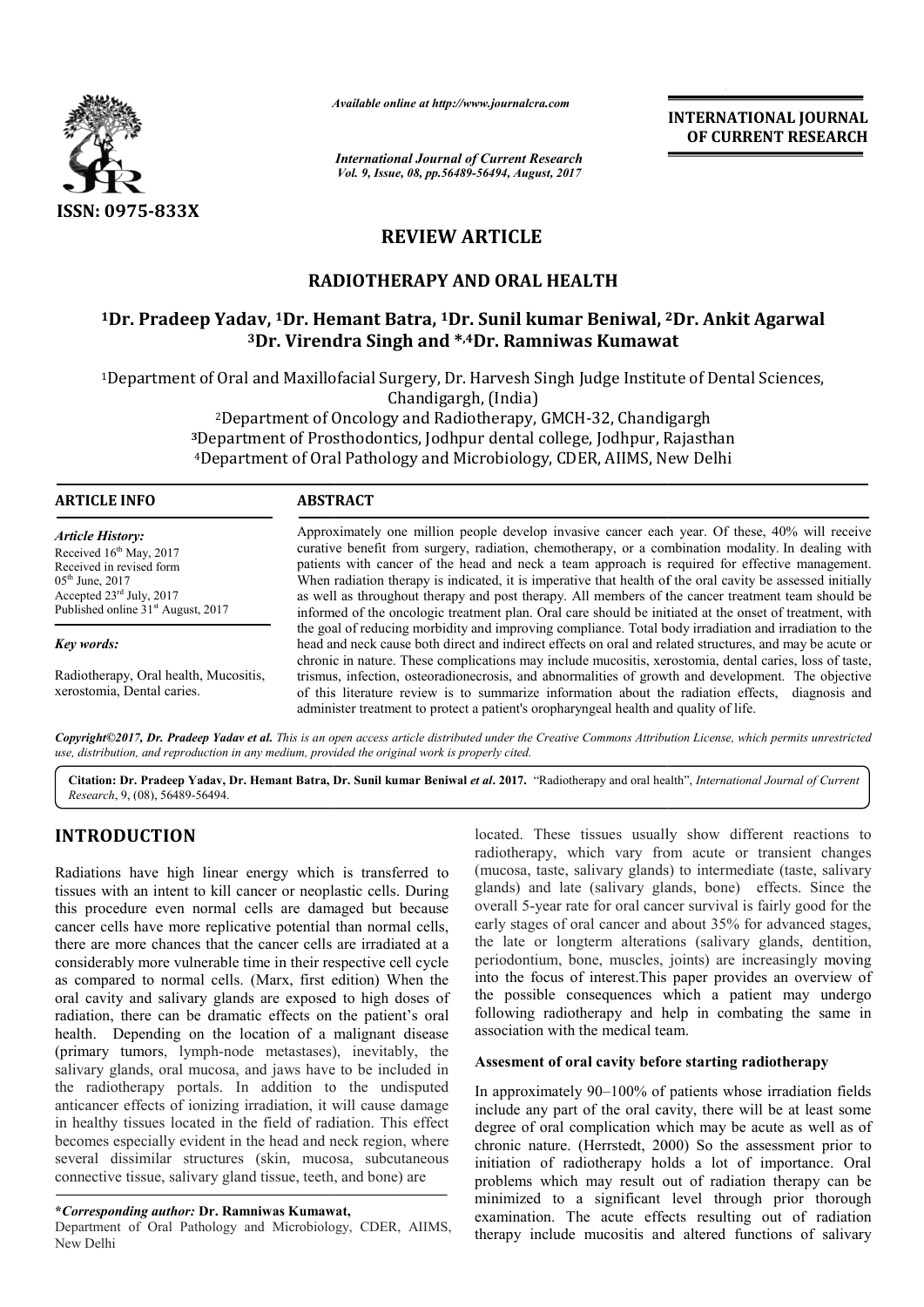*Available online at http://www.journalcra.com*

*International Journal of Current Research*
*Vol. 9, Issue, 08, pp.56489-56494, August, 2017*

**INTERNATIONAL JOURNAL OF CURRENT RESEARCH**

ISSN: 0975-833X

## REVIEW ARTICLE

# RADIOTHERAPY AND ORAL HEALTH

**[1]Dr. Pradeep Yadav, [1]Dr. Hemant Batra, [1]Dr. Sunil kumar Beniwal, [2]Dr. Ankit Agarwal [3]Dr. Virendra Singh and *,[4]Dr. Ramniwas Kumawat**

[1]Department of Oral and Maxillofacial Surgery, Dr. Harvesh Singh Judge Institute of Dental Sciences, Chandigargh, (India)
[2]Department of Oncology and Radiotherapy, GMCH-32, Chandigargh
[3]Department of Prosthodontics, Jodhpur dental college, Jodhpur, Rajasthan
[4]Department of Oral Pathology and Microbiology, CDER, AIIMS, New Delhi

**ARTICLE INFO**

*Article History:*
Received 16th May, 2017
Received in revised form 05th June, 2017
Accepted 23rd July, 2017
Published online 31st August, 2017

*Key words:*

Radiotherapy, Oral health, Mucositis, xerostomia, Dental caries.

**ABSTRACT**

Approximately one million people develop invasive cancer each year. Of these, 40% will receive curative benefit from surgery, radiation, chemotherapy, or a combination modality. In dealing with patients with cancer of the head and neck a team approach is required for effective management. When radiation therapy is indicated, it is imperative that health of the oral cavity be assessed initially as well as throughout therapy and post therapy. All members of the cancer treatment team should be informed of the oncologic treatment plan. Oral care should be initiated at the onset of treatment, with the goal of reducing morbidity and improving compliance. Total body irradiation and irradiation to the head and neck cause both direct and indirect effects on oral and related structures, and may be acute or chronic in nature. These complications may include mucositis, xerostomia, dental caries, loss of taste, trismus, infection, osteoradionecrosis, and abnormalities of growth and development. The objective of this literature review is to summarize information about the radiation effects, diagnosis and administer treatment to protect a patient's oropharyngeal health and quality of life.

*Copyright©2017, Dr. Pradeep Yadav et al. This is an open access article distributed under the Creative Commons Attribution License, which permits unrestricted use, distribution, and reproduction in any medium, provided the original work is properly cited.*

**Citation: Dr. Pradeep Yadav, Dr. Hemant Batra, Dr. Sunil kumar Beniwal *et al*. 2017.** "Radiotherapy and oral health", *International Journal of Current Research*, 9, (08), 56489-56494.

## INTRODUCTION

Radiations have high linear energy which is transferred to tissues with an intent to kill cancer or neoplastic cells. During this procedure even normal cells are damaged but because cancer cells have more replicative potential than normal cells, there are more chances that the cancer cells are irradiated at a considerably more vulnerable time in their respective cell cycle as compared to normal cells. (Marx, first edition) When the oral cavity and salivary glands are exposed to high doses of radiation, there can be dramatic effects on the patient's oral health. Depending on the location of a malignant disease (primary tumors, lymph-node metastases), inevitably, the salivary glands, oral mucosa, and jaws have to be included in the radiotherapy portals. In addition to the undisputed anticancer effects of ionizing irradiation, it will cause damage in healthy tissues located in the field of radiation. This effect becomes especially evident in the head and neck region, where several dissimilar structures (skin, mucosa, subcutaneous connective tissue, salivary gland tissue, teeth, and bone) are located. These tissues usually show different reactions to radiotherapy, which vary from acute or transient changes (mucosa, taste, salivary glands) to intermediate (taste, salivary glands) and late (salivary glands, bone) effects. Since the overall 5-year rate for oral cancer survival is fairly good for the early stages of oral cancer and about 35% for advanced stages, the late or longterm alterations (salivary glands, dentition, periodontium, bone, muscles, joints) are increasingly moving into the focus of interest.This paper provides an overview of the possible consequences which a patient may undergo following radiotherapy and help in combating the same in association with the medical team.

### Assesment of oral cavity before starting radiotherapy

In approximately 90–100% of patients whose irradiation fields include any part of the oral cavity, there will be at least some degree of oral complication which may be acute as well as of chronic nature. (Herrstedt, 2000) So the assessment prior to initiation of radiotherapy holds a lot of importance. Oral problems which may result out of radiation therapy can be minimized to a significant level through prior thorough examination. The acute effects resulting out of radiation therapy include mucositis and altered functions of salivary

**\*Corresponding author: Dr. Ramniwas Kumawat,**
Department of Oral Pathology and Microbiology, CDER, AIIMS, New Delhi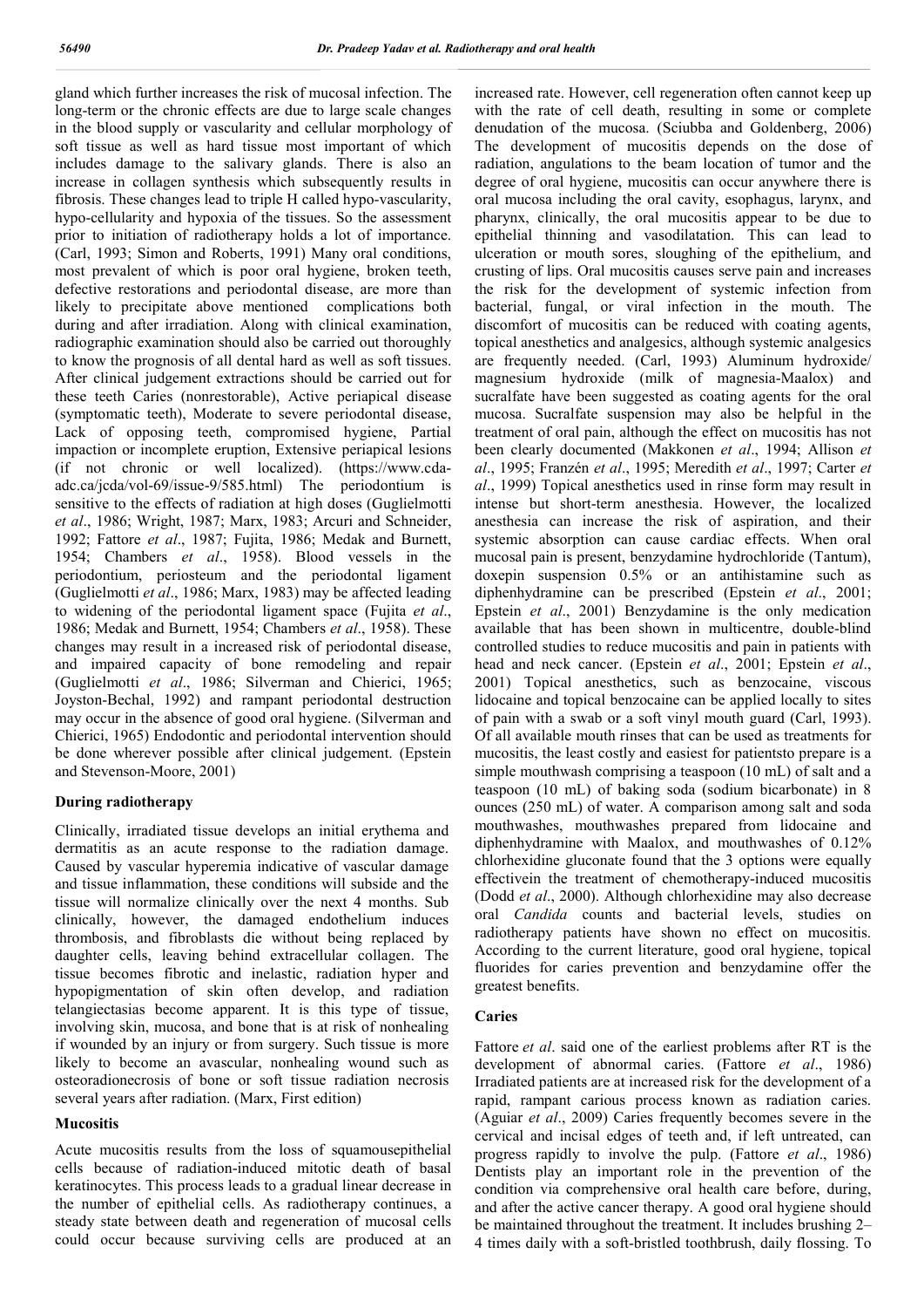gland which further increases the risk of mucosal infection. The long-term or the chronic effects are due to large scale changes in the blood supply or vascularity and cellular morphology of soft tissue as well as hard tissue most important of which includes damage to the salivary glands. There is also an increase in collagen synthesis which subsequently results in fibrosis. These changes lead to triple H called hypo-vascularity, hypo-cellularity and hypoxia of the tissues. So the assessment prior to initiation of radiotherapy holds a lot of importance. (Carl, 1993; Simon and Roberts, 1991) Many oral conditions, most prevalent of which is poor oral hygiene, broken teeth, defective restorations and periodontal disease, are more than likely to precipitate above mentioned complications both during and after irradiation. Along with clinical examination, radiographic examination should also be carried out thoroughly to know the prognosis of all dental hard as well as soft tissues. After clinical judgement extractions should be carried out for these teeth Caries (nonrestorable), Active periapical disease (symptomatic teeth), Moderate to severe periodontal disease, Lack of opposing teeth, compromised hygiene, Partial impaction or incomplete eruption, Extensive periapical lesions (if not chronic or well localized). (https://www.cda-adc.ca/jcda/vol-69/issue-9/585.html) The periodontium is sensitive to the effects of radiation at high doses (Guglielmotti *et al*., 1986; Wright, 1987; Marx, 1983; Arcuri and Schneider, 1992; Fattore *et al*., 1987; Fujita, 1986; Medak and Burnett, 1954; Chambers *et al*., 1958). Blood vessels in the periodontium, periosteum and the periodontal ligament (Guglielmotti *et al*., 1986; Marx, 1983) may be affected leading to widening of the periodontal ligament space (Fujita *et al*., 1986; Medak and Burnett, 1954; Chambers *et al*., 1958). These changes may result in a increased risk of periodontal disease, and impaired capacity of bone remodeling and repair (Guglielmotti *et al*., 1986; Silverman and Chierici, 1965; Joyston-Bechal, 1992) and rampant periodontal destruction may occur in the absence of good oral hygiene. (Silverman and Chierici, 1965) Endodontic and periodontal intervention should be done wherever possible after clinical judgement. (Epstein and Stevenson-Moore, 2001)

## During radiotherapy

Clinically, irradiated tissue develops an initial erythema and dermatitis as an acute response to the radiation damage. Caused by vascular hyperemia indicative of vascular damage and tissue inflammation, these conditions will subside and the tissue will normalize clinically over the next 4 months. Sub clinically, however, the damaged endothelium induces thrombosis, and fibroblasts die without being replaced by daughter cells, leaving behind extracellular collagen. The tissue becomes fibrotic and inelastic, radiation hyper and hypopigmentation of skin often develop, and radiation telangiectasias become apparent. It is this type of tissue, involving skin, mucosa, and bone that is at risk of nonhealing if wounded by an injury or from surgery. Such tissue is more likely to become an avascular, nonhealing wound such as osteoradionecrosis of bone or soft tissue radiation necrosis several years after radiation. (Marx, First edition)

## Mucositis

Acute mucositis results from the loss of squamousepithelial cells because of radiation-induced mitotic death of basal keratinocytes. This process leads to a gradual linear decrease in the number of epithelial cells. As radiotherapy continues, a steady state between death and regeneration of mucosal cells could occur because surviving cells are produced at an increased rate. However, cell regeneration often cannot keep up with the rate of cell death, resulting in some or complete denudation of the mucosa. (Sciubba and Goldenberg, 2006) The development of mucositis depends on the dose of radiation, angulations to the beam location of tumor and the degree of oral hygiene, mucositis can occur anywhere there is oral mucosa including the oral cavity, esophagus, larynx, and pharynx, clinically, the oral mucositis appear to be due to epithelial thinning and vasodilatation. This can lead to ulceration or mouth sores, sloughing of the epithelium, and crusting of lips. Oral mucositis causes serve pain and increases the risk for the development of systemic infection from bacterial, fungal, or viral infection in the mouth. The discomfort of mucositis can be reduced with coating agents, topical anesthetics and analgesics, although systemic analgesics are frequently needed. (Carl, 1993) Aluminum hydroxide/ magnesium hydroxide (milk of magnesia-Maalox) and sucralfate have been suggested as coating agents for the oral mucosa. Sucralfate suspension may also be helpful in the treatment of oral pain, although the effect on mucositis has not been clearly documented (Makkonen *et al*., 1994; Allison *et al*., 1995; Franzén *et al*., 1995; Meredith *et al*., 1997; Carter *et al*., 1999) Topical anesthetics used in rinse form may result in intense but short-term anesthesia. However, the localized anesthesia can increase the risk of aspiration, and their systemic absorption can cause cardiac effects. When oral mucosal pain is present, benzydamine hydrochloride (Tantum), doxepin suspension 0.5% or an antihistamine such as diphenhydramine can be prescribed (Epstein *et al*., 2001; Epstein *et al*., 2001) Benzydamine is the only medication available that has been shown in multicentre, double-blind controlled studies to reduce mucositis and pain in patients with head and neck cancer. (Epstein *et al*., 2001; Epstein *et al*., 2001) Topical anesthetics, such as benzocaine, viscous lidocaine and topical benzocaine can be applied locally to sites of pain with a swab or a soft vinyl mouth guard (Carl, 1993). Of all available mouth rinses that can be used as treatments for mucositis, the least costly and easiest for patientsto prepare is a simple mouthwash comprising a teaspoon (10 mL) of salt and a teaspoon (10 mL) of baking soda (sodium bicarbonate) in 8 ounces (250 mL) of water. A comparison among salt and soda mouthwashes, mouthwashes prepared from lidocaine and diphenhydramine with Maalox, and mouthwashes of 0.12% chlorhexidine gluconate found that the 3 options were equally effectivein the treatment of chemotherapy-induced mucositis (Dodd *et al*., 2000). Although chlorhexidine may also decrease oral *Candida* counts and bacterial levels, studies on radiotherapy patients have shown no effect on mucositis. According to the current literature, good oral hygiene, topical fluorides for caries prevention and benzydamine offer the greatest benefits.

## Caries

Fattore *et al*. said one of the earliest problems after RT is the development of abnormal caries. (Fattore *et al*., 1986) Irradiated patients are at increased risk for the development of a rapid, rampant carious process known as radiation caries. (Aguiar *et al*., 2009) Caries frequently becomes severe in the cervical and incisal edges of teeth and, if left untreated, can progress rapidly to involve the pulp. (Fattore *et al*., 1986) Dentists play an important role in the prevention of the condition via comprehensive oral health care before, during, and after the active cancer therapy. A good oral hygiene should be maintained throughout the treatment. It includes brushing 2–4 times daily with a soft-bristled toothbrush, daily flossing. To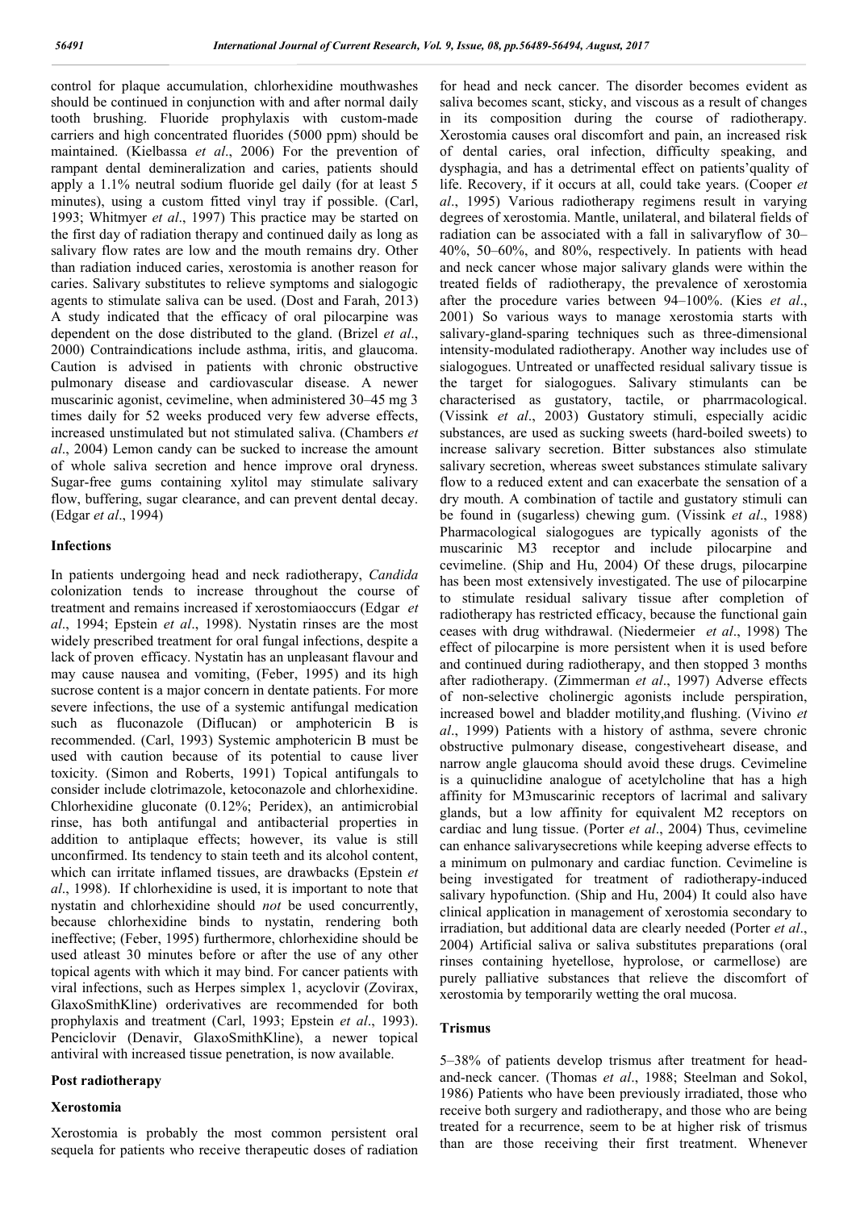control for plaque accumulation, chlorhexidine mouthwashes should be continued in conjunction with and after normal daily tooth brushing. Fluoride prophylaxis with custom-made carriers and high concentrated fluorides (5000 ppm) should be maintained. (Kielbassa *et al*., 2006) For the prevention of rampant dental demineralization and caries, patients should apply a 1.1% neutral sodium fluoride gel daily (for at least 5 minutes), using a custom fitted vinyl tray if possible. (Carl, 1993; Whitmyer *et al*., 1997) This practice may be started on the first day of radiation therapy and continued daily as long as salivary flow rates are low and the mouth remains dry. Other than radiation induced caries, xerostomia is another reason for caries. Salivary substitutes to relieve symptoms and sialogogic agents to stimulate saliva can be used. (Dost and Farah, 2013) A study indicated that the efficacy of oral pilocarpine was dependent on the dose distributed to the gland. (Brizel *et al*., 2000) Contraindications include asthma, iritis, and glaucoma. Caution is advised in patients with chronic obstructive pulmonary disease and cardiovascular disease. A newer muscarinic agonist, cevimeline, when administered 30–45 mg 3 times daily for 52 weeks produced very few adverse effects, increased unstimulated but not stimulated saliva. (Chambers *et al*., 2004) Lemon candy can be sucked to increase the amount of whole saliva secretion and hence improve oral dryness. Sugar-free gums containing xylitol may stimulate salivary flow, buffering, sugar clearance, and can prevent dental decay. (Edgar *et al*., 1994)

**Infections**

In patients undergoing head and neck radiotherapy, *Candida* colonization tends to increase throughout the course of treatment and remains increased if xerostomiaoccurs (Edgar *et al*., 1994; Epstein *et al*., 1998). Nystatin rinses are the most widely prescribed treatment for oral fungal infections, despite a lack of proven efficacy. Nystatin has an unpleasant flavour and may cause nausea and vomiting, (Feber, 1995) and its high sucrose content is a major concern in dentate patients. For more severe infections, the use of a systemic antifungal medication such as fluconazole (Diflucan) or amphotericin B is recommended. (Carl, 1993) Systemic amphotericin B must be used with caution because of its potential to cause liver toxicity. (Simon and Roberts, 1991) Topical antifungals to consider include clotrimazole, ketoconazole and chlorhexidine. Chlorhexidine gluconate (0.12%; Peridex), an antimicrobial rinse, has both antifungal and antibacterial properties in addition to antiplaque effects; however, its value is still unconfirmed. Its tendency to stain teeth and its alcohol content, which can irritate inflamed tissues, are drawbacks (Epstein *et al*., 1998). If chlorhexidine is used, it is important to note that nystatin and chlorhexidine should *not* be used concurrently, because chlorhexidine binds to nystatin, rendering both ineffective; (Feber, 1995) furthermore, chlorhexidine should be used atleast 30 minutes before or after the use of any other topical agents with which it may bind. For cancer patients with viral infections, such as Herpes simplex 1, acyclovir (Zovirax, GlaxoSmithKline) orderivatives are recommended for both prophylaxis and treatment (Carl, 1993; Epstein *et al*., 1993). Penciclovir (Denavir, GlaxoSmithKline), a newer topical antiviral with increased tissue penetration, is now available.

**Post radiotherapy**

**Xerostomia**

Xerostomia is probably the most common persistent oral sequela for patients who receive therapeutic doses of radiation for head and neck cancer. The disorder becomes evident as saliva becomes scant, sticky, and viscous as a result of changes in its composition during the course of radiotherapy. Xerostomia causes oral discomfort and pain, an increased risk of dental caries, oral infection, difficulty speaking, and dysphagia, and has a detrimental effect on patients'quality of life. Recovery, if it occurs at all, could take years. (Cooper *et al*., 1995) Various radiotherapy regimens result in varying degrees of xerostomia. Mantle, unilateral, and bilateral fields of radiation can be associated with a fall in salivaryflow of 30–40%, 50–60%, and 80%, respectively. In patients with head and neck cancer whose major salivary glands were within the treated fields of radiotherapy, the prevalence of xerostomia after the procedure varies between 94–100%. (Kies *et al*., 2001) So various ways to manage xerostomia starts with salivary-gland-sparing techniques such as three-dimensional intensity-modulated radiotherapy. Another way includes use of sialogogues. Untreated or unaffected residual salivary tissue is the target for sialogogues. Salivary stimulants can be characterised as gustatory, tactile, or pharrmacological. (Vissink *et al*., 2003) Gustatory stimuli, especially acidic substances, are used as sucking sweets (hard-boiled sweets) to increase salivary secretion. Bitter substances also stimulate salivary secretion, whereas sweet substances stimulate salivary flow to a reduced extent and can exacerbate the sensation of a dry mouth. A combination of tactile and gustatory stimuli can be found in (sugarless) chewing gum. (Vissink *et al*., 1988) Pharmacological sialogogues are typically agonists of the muscarinic M3 receptor and include pilocarpine and cevimeline. (Ship and Hu, 2004) Of these drugs, pilocarpine has been most extensively investigated. The use of pilocarpine to stimulate residual salivary tissue after completion of radiotherapy has restricted efficacy, because the functional gain ceases with drug withdrawal. (Niedermeier *et al*., 1998) The effect of pilocarpine is more persistent when it is used before and continued during radiotherapy, and then stopped 3 months after radiotherapy. (Zimmerman *et al*., 1997) Adverse effects of non-selective cholinergic agonists include perspiration, increased bowel and bladder motility,and flushing. (Vivino *et al*., 1999) Patients with a history of asthma, severe chronic obstructive pulmonary disease, congestiveheart disease, and narrow angle glaucoma should avoid these drugs. Cevimeline is a quinuclidine analogue of acetylcholine that has a high affinity for M3muscarinic receptors of lacrimal and salivary glands, but a low affinity for equivalent M2 receptors on cardiac and lung tissue. (Porter *et al*., 2004) Thus, cevimeline can enhance salivarysecretions while keeping adverse effects to a minimum on pulmonary and cardiac function. Cevimeline is being investigated for treatment of radiotherapy-induced salivary hypofunction. (Ship and Hu, 2004) It could also have clinical application in management of xerostomia secondary to irradiation, but additional data are clearly needed (Porter *et al*., 2004) Artificial saliva or saliva substitutes preparations (oral rinses containing hyetellose, hyprolose, or carmellose) are purely palliative substances that relieve the discomfort of xerostomia by temporarily wetting the oral mucosa.

**Trismus**

5–38% of patients develop trismus after treatment for head-and-neck cancer. (Thomas *et al*., 1988; Steelman and Sokol, 1986) Patients who have been previously irradiated, those who receive both surgery and radiotherapy, and those who are being treated for a recurrence, seem to be at higher risk of trismus than are those receiving their first treatment. Whenever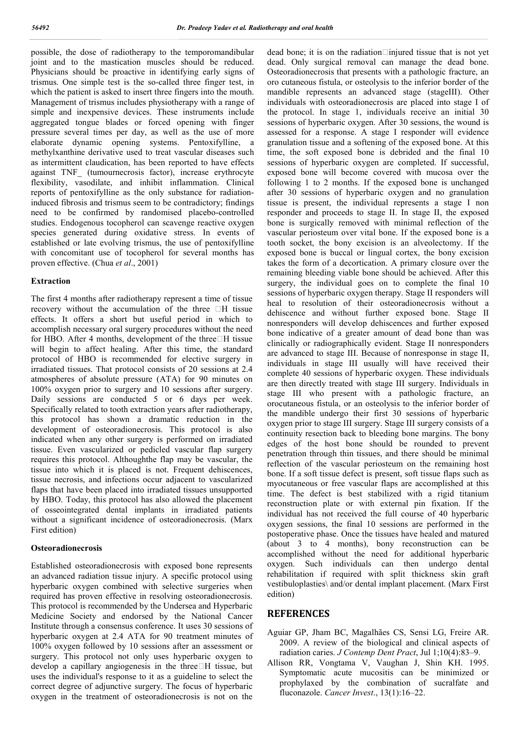possible, the dose of radiotherapy to the temporomandibular joint and to the mastication muscles should be reduced. Physicians should be proactive in identifying early signs of trismus. One simple test is the so-called three finger test, in which the patient is asked to insert three fingers into the mouth. Management of trismus includes physiotherapy with a range of simple and inexpensive devices. These instruments include aggregated tongue blades or forced opening with finger pressure several times per day, as well as the use of more elaborate dynamic opening systems. Pentoxifylline, a methylxanthine derivative used to treat vascular diseases such as intermittent claudication, has been reported to have effects against TNF_ (tumournecrosis factor), increase erythrocyte flexibility, vasodilate, and inhibit inflammation. Clinical reports of pentoxifylline as the only substance for radiation-induced fibrosis and trismus seem to be contradictory; findings need to be confirmed by randomised placebo-controlled studies. Endogenous tocopherol can scavenge reactive oxygen species generated during oxidative stress. In events of established or late evolving trismus, the use of pentoxifylline with concomitant use of tocopherol for several months has proven effective. (Chua *et al*., 2001)

### Extraction

The first 4 months after radiotherapy represent a time of tissue recovery without the accumulation of the three H tissue effects. It offers a short but useful period in which to accomplish necessary oral surgery procedures without the need for HBO. After 4 months, development of the three H tissue will begin to affect healing. After this time, the standard protocol of HBO is recommended for elective surgery in irradiated tissues. That protocol consists of 20 sessions at 2.4 atmospheres of absolute pressure (ATA) for 90 minutes on 100% oxygen prior to surgery and 10 sessions after surgery. Daily sessions are conducted 5 or 6 days per week. Specifically related to tooth extraction years after radiotherapy, this protocol has shown a dramatic reduction in the development of osteoradionecrosis. This protocol is also indicated when any other surgery is performed on irradiated tissue. Even vascularized or pedicled vascular flap surgery requires this protocol. Althoughthe flap may be vascular, the tissue into which it is placed is not. Frequent dehiscences, tissue necrosis, and infections occur adjacent to vascularized flaps that have been placed into irradiated tissues unsupported by HBO. Today, this protocol has also allowed the placement of osseointegrated dental implants in irradiated patients without a significant incidence of osteoradionecrosis. (Marx First edition)

### Osteoradionecrosis

Established osteoradionecrosis with exposed bone represents an advanced radiation tissue injury. A specific protocol using hyperbaric oxygen combined with selective surgeries when required has proven effective in resolving osteoradionecrosis. This protocol is recommended by the Undersea and Hyperbaric Medicine Society and endorsed by the National Cancer Institute through a consensus conference. It uses 30 sessions of hyperbaric oxygen at 2.4 ATA for 90 treatment minutes of 100% oxygen followed by 10 sessions after an assessment or surgery. This protocol not only uses hyperbaric oxygen to develop a capillary angiogenesis in the three H tissue, but uses the individual's response to it as a guideline to select the correct degree of adjunctive surgery. The focus of hyperbaric oxygen in the treatment of osteoradionecrosis is not on the dead bone; it is on the radiation injured tissue that is not yet dead. Only surgical removal can manage the dead bone. Osteoradionecrosis that presents with a pathologic fracture, an oro cutaneous fistula, or osteolysis to the inferior border of the mandible represents an advanced stage (stageIII). Other individuals with osteoradionecrosis are placed into stage I of the protocol. In stage 1, individuals receive an initial 30 sessions of hyperbaric oxygen. After 30 sessions, the wound is assessed for a response. A stage I responder will evidence granulation tissue and a softening of the exposed bone. At this time, the soft exposed bone is debrided and the final 10 sessions of hyperbaric oxygen are completed. If successful, exposed bone will become covered with mucosa over the following 1 to 2 months. If the exposed bone is unchanged after 30 sessions of hyperbaric oxygen and no granulation tissue is present, the individual represents a stage I non responder and proceeds to stage II. In stage II, the exposed bone is surgically removed with minimal reflection of the vascular periosteum over vital bone. If the exposed bone is a tooth socket, the bony excision is an alveolectomy. If the exposed bone is buccal or lingual cortex, the bony excision takes the form of a decortication. A primary closure over the remaining bleeding viable bone should be achieved. After this surgery, the individual goes on to complete the final 10 sessions of hyperbaric oxygen therapy. Stage II responders will heal to resolution of their osteoradionecrosis without a dehiscence and without further exposed bone. Stage II nonresponders will develop dehiscences and further exposed bone indicative of a greater amount of dead bone than was clinically or radiographically evident. Stage II nonresponders are advanced to stage III. Because of nonresponse in stage II, individuals in stage III usually will have received their complete 40 sessions of hyperbaric oxygen. These individuals are then directly treated with stage III surgery. Individuals in stage III who present with a pathologic fracture, an orocutaneous fistula, or an osteolysis to the inferior border of the mandible undergo their first 30 sessions of hyperbaric oxygen prior to stage III surgery. Stage III surgery consists of a continuity resection back to bleeding bone margins. The bony edges of the host bone should be rounded to prevent penetration through thin tissues, and there should be minimal reflection of the vascular periosteum on the remaining host bone. If a soft tissue defect is present, soft tissue flaps such as myocutaneous or free vascular flaps are accomplished at this time. The defect is best stabilized with a rigid titanium reconstruction plate or with external pin fixation. If the individual has not received the full course of 40 hyperbaric oxygen sessions, the final 10 sessions are performed in the postoperative phase. Once the tissues have healed and matured (about 3 to 4 months), bony reconstruction can be accomplished without the need for additional hyperbaric oxygen. Such individuals can then undergo dental rehabilitation if required with split thickness skin graft vestibuloplasties\ and/or dental implant placement. (Marx First edition)

## REFERENCES

Aguiar GP, Jham BC, Magalhães CS, Sensi LG, Freire AR. 2009. A review of the biological and clinical aspects of radiation caries. *J Contemp Dent Pract*, Jul 1;10(4):83–9.

Allison RR, Vongtama V, Vaughan J, Shin KH. 1995. Symptomatic acute mucositis can be minimized or prophylaxed by the combination of sucralfate and fluconazole. *Cancer Invest*., 13(1):16–22.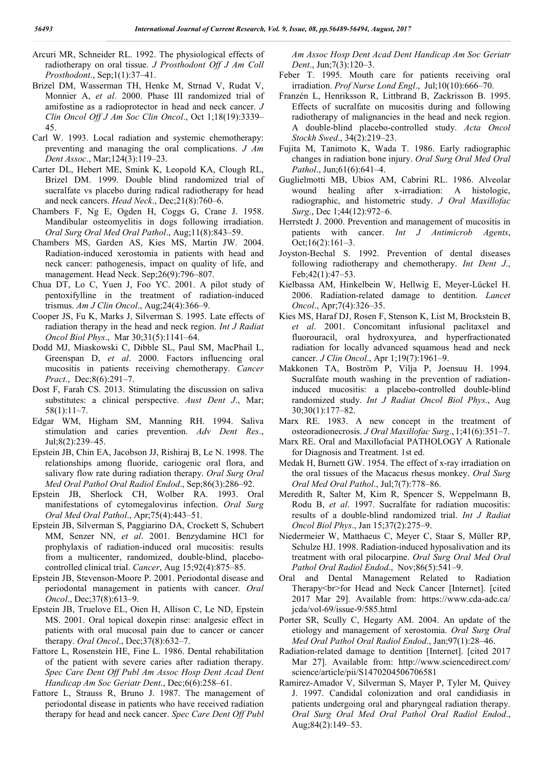Arcuri MR, Schneider RL. 1992. The physiological effects of radiotherapy on oral tissue. *J Prosthodont Off J Am Coll Prosthodont*., Sep;1(1):37–41.

Brizel DM, Wasserman TH, Henke M, Strnad V, Rudat V, Monnier A, *et al*. 2000. Phase III randomized trial of amifostine as a radioprotector in head and neck cancer. *J Clin Oncol Off J Am Soc Clin Oncol*., Oct 1;18(19):3339–45.

Carl W. 1993. Local radiation and systemic chemotherapy: preventing and managing the oral complications. *J Am Dent Assoc*., Mar;124(3):119–23.

Carter DL, Hebert ME, Smink K, Leopold KA, Clough RL, Brizel DM. 1999. Double blind randomized trial of sucralfate vs placebo during radical radiotherapy for head and neck cancers. *Head Neck*., Dec;21(8):760–6.

Chambers F, Ng E, Ogden H, Coggs G, Crane J. 1958. Mandibular osteomyelitis in dogs following irradiation. *Oral Surg Oral Med Oral Pathol*., Aug;11(8):843–59.

Chambers MS, Garden AS, Kies MS, Martin JW. 2004. Radiation-induced xerostomia in patients with head and neck cancer: pathogenesis, impact on quality of life, and management. Head Neck. Sep;26(9):796–807.

Chua DT, Lo C, Yuen J, Foo YC. 2001. A pilot study of pentoxifylline in the treatment of radiation-induced trismus. *Am J Clin Oncol*., Aug;24(4):366–9.

Cooper JS, Fu K, Marks J, Silverman S. 1995. Late effects of radiation therapy in the head and neck region. *Int J Radiat Oncol Biol Phys*., Mar 30;31(5):1141–64.

Dodd MJ, Miaskowski C, Dibble SL, Paul SM, MacPhail L, Greenspan D, *et al*. 2000. Factors influencing oral mucositis in patients receiving chemotherapy. *Cancer Pract*., Dec;8(6):291–7.

Dost F, Farah CS. 2013. Stimulating the discussion on saliva substitutes: a clinical perspective. *Aust Dent J*., Mar; 58(1):11–7.

Edgar WM, Higham SM, Manning RH. 1994. Saliva stimulation and caries prevention. *Adv Dent Res*., Jul;8(2):239–45.

Epstein JB, Chin EA, Jacobson JJ, Rishiraj B, Le N. 1998. The relationships among fluoride, cariogenic oral flora, and salivary flow rate during radiation therapy. *Oral Surg Oral Med Oral Pathol Oral Radiol Endod*., Sep;86(3):286–92.

Epstein JB, Sherlock CH, Wolber RA. 1993. Oral manifestations of cytomegalovirus infection. *Oral Surg Oral Med Oral Pathol*., Apr;75(4):443–51.

Epstein JB, Silverman S, Paggiarino DA, Crockett S, Schubert MM, Senzer NN, *et al*. 2001. Benzydamine HCl for prophylaxis of radiation-induced oral mucositis: results from a multicenter, randomized, double-blind, placebo-controlled clinical trial. *Cancer*, Aug 15;92(4):875–85.

Epstein JB, Stevenson-Moore P. 2001. Periodontal disease and periodontal management in patients with cancer. *Oral Oncol*., Dec;37(8):613–9.

Epstein JB, Truelove EL, Oien H, Allison C, Le ND, Epstein MS. 2001. Oral topical doxepin rinse: analgesic effect in patients with oral mucosal pain due to cancer or cancer therapy. *Oral Oncol*., Dec;37(8):632–7.

Fattore L, Rosenstein HE, Fine L. 1986. Dental rehabilitation of the patient with severe caries after radiation therapy. *Spec Care Dent Off Publ Am Assoc Hosp Dent Acad Dent Handicap Am Soc Geriatr Dent*., Dec;6(6):258–61.

Fattore L, Strauss R, Bruno J. 1987. The management of periodontal disease in patients who have received radiation therapy for head and neck cancer. *Spec Care Dent Off Publ Am Assoc Hosp Dent Acad Dent Handicap Am Soc Geriatr Dent*., Jun;7(3):120–3.

Feber T. 1995. Mouth care for patients receiving oral irradiation. *Prof Nurse Lond Engl*., Jul;10(10):666–70.

Franzén L, Henriksson R, Littbrand B, Zackrisson B. 1995. Effects of sucralfate on mucositis during and following radiotherapy of malignancies in the head and neck region. A double-blind placebo-controlled study. *Acta Oncol Stockh Swed*., 34(2):219–23.

Fujita M, Tanimoto K, Wada T. 1986. Early radiographic changes in radiation bone injury. *Oral Surg Oral Med Oral Pathol*., Jun;61(6):641–4.

Guglielmotti MB, Ubios AM, Cabrini RL. 1986. Alveolar wound healing after x-irradiation: A histologic, radiographic, and histometric study. *J Oral Maxillofac Surg*., Dec 1;44(12):972–6.

Herrstedt J. 2000. Prevention and management of mucositis in patients with cancer. *Int J Antimicrob Agents*, Oct;16(2):161–3.

Joyston-Bechal S. 1992. Prevention of dental diseases following radiotherapy and chemotherapy. *Int Dent J*., Feb;42(1):47–53.

Kielbassa AM, Hinkelbein W, Hellwig E, Meyer-Lückel H. 2006. Radiation-related damage to dentition. *Lancet Oncol*., Apr;7(4):326–35.

Kies MS, Haraf DJ, Rosen F, Stenson K, List M, Brockstein B, *et al*. 2001. Concomitant infusional paclitaxel and fluorouracil, oral hydroxyurea, and hyperfractionated radiation for locally advanced squamous head and neck cancer. *J Clin Oncol*., Apr 1;19(7):1961–9.

Makkonen TA, Boström P, Vilja P, Joensuu H. 1994. Sucralfate mouth washing in the prevention of radiation-induced mucositis: a placebo-controlled double-blind randomized study. *Int J Radiat Oncol Biol Phys*., Aug 30;30(1):177–82.

Marx RE. 1983. A new concept in the treatment of osteoradionecrosis. *J Oral Maxillofac Surg*., 1;41(6):351–7.

Marx RE. Oral and Maxillofacial PATHOLOGY A Rationale for Diagnosis and Treatment. 1st ed.

Medak H, Burnett GW. 1954. The effect of x-ray irradiation on the oral tissues of the Macacus rhesus monkey. *Oral Surg Oral Med Oral Pathol*., Jul;7(7):778–86.

Meredith R, Salter M, Kim R, Spencer S, Weppelmann B, Rodu B, *et al*. 1997. Sucralfate for radiation mucositis: results of a double-blind randomized trial. *Int J Radiat Oncol Biol Phys*., Jan 15;37(2):275–9.

Niedermeier W, Matthaeus C, Meyer C, Staar S, Müller RP, Schulze HJ. 1998. Radiation-induced hyposalivation and its treatment with oral pilocarpine. *Oral Surg Oral Med Oral Pathol Oral Radiol Endod*., Nov;86(5):541–9.

Oral and Dental Management Related to Radiation Therapy<br>for Head and Neck Cancer [Internet]. [cited 2017 Mar 29]. Available from: https://www.cda-adc.ca/jcda/vol-69/issue-9/585.html

Porter SR, Scully C, Hegarty AM. 2004. An update of the etiology and management of xerostomia. *Oral Surg Oral Med Oral Pathol Oral Radiol Endod*., Jan;97(1):28–46.

Radiation-related damage to dentition [Internet]. [cited 2017 Mar 27]. Available from: http://www.sciencedirect.com/science/article/pii/S1470204506706581

Ramirez-Amador V, Silverman S, Mayer P, Tyler M, Quivey J. 1997. Candidal colonization and oral candidiasis in patients undergoing oral and pharyngeal radiation therapy. *Oral Surg Oral Med Oral Pathol Oral Radiol Endod*., Aug;84(2):149–53.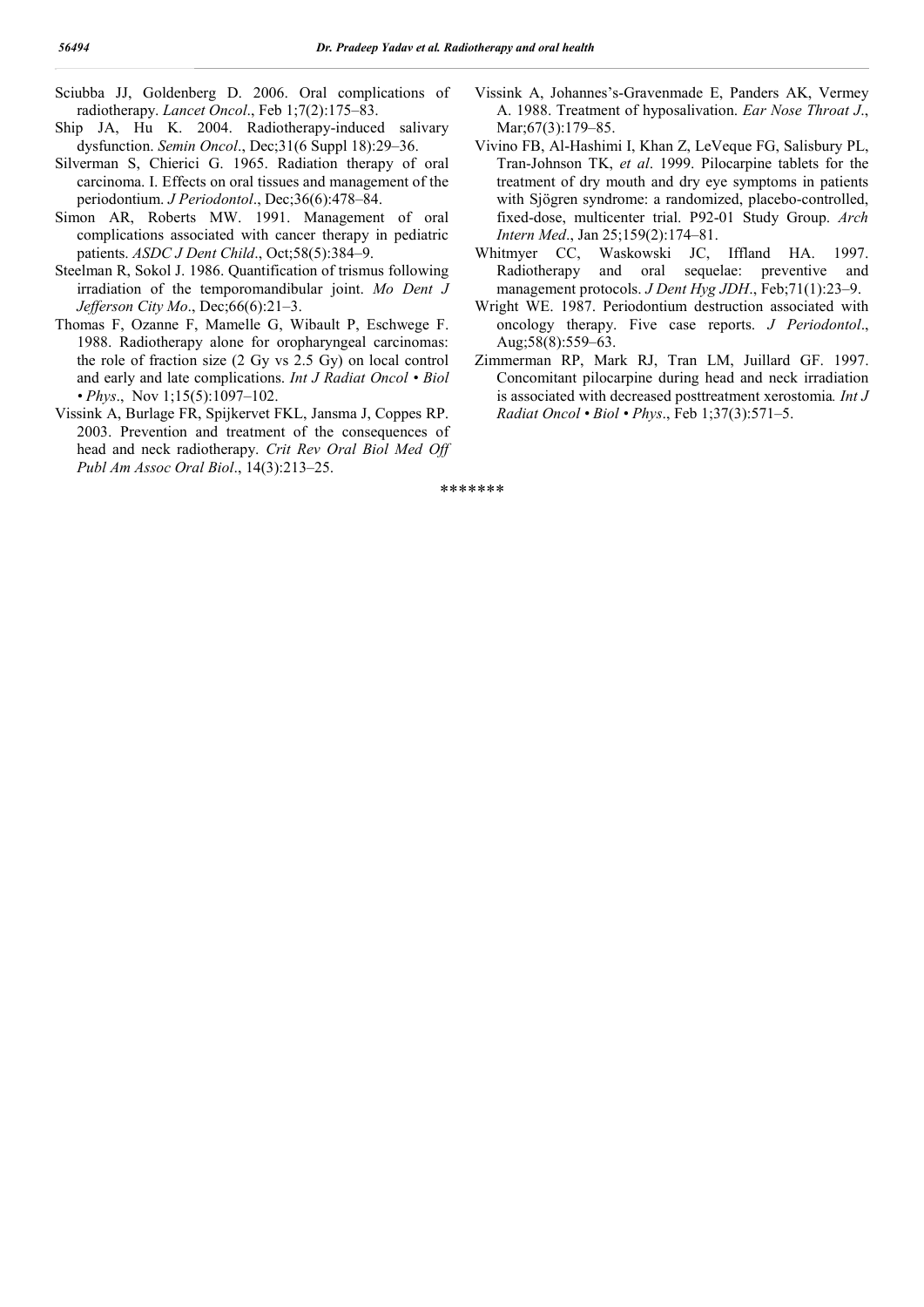Sciubba JJ, Goldenberg D. 2006. Oral complications of radiotherapy. *Lancet Oncol*., Feb 1;7(2):175–83.

Ship JA, Hu K. 2004. Radiotherapy-induced salivary dysfunction. *Semin Oncol*., Dec;31(6 Suppl 18):29–36.

Silverman S, Chierici G. 1965. Radiation therapy of oral carcinoma. I. Effects on oral tissues and management of the periodontium. *J Periodontol*., Dec;36(6):478–84.

Simon AR, Roberts MW. 1991. Management of oral complications associated with cancer therapy in pediatric patients. *ASDC J Dent Child*., Oct;58(5):384–9.

Steelman R, Sokol J. 1986. Quantification of trismus following irradiation of the temporomandibular joint. *Mo Dent J Jefferson City Mo*., Dec;66(6):21–3.

Thomas F, Ozanne F, Mamelle G, Wibault P, Eschwege F. 1988. Radiotherapy alone for oropharyngeal carcinomas: the role of fraction size (2 Gy vs 2.5 Gy) on local control and early and late complications. *Int J Radiat Oncol • Biol • Phys*., Nov 1;15(5):1097–102.

Vissink A, Burlage FR, Spijkervet FKL, Jansma J, Coppes RP. 2003. Prevention and treatment of the consequences of head and neck radiotherapy. *Crit Rev Oral Biol Med Off Publ Am Assoc Oral Biol*., 14(3):213–25.

Vissink A, Johannes's-Gravenmade E, Panders AK, Vermey A. 1988. Treatment of hyposalivation. *Ear Nose Throat J*., Mar;67(3):179–85.

Vivino FB, Al-Hashimi I, Khan Z, LeVeque FG, Salisbury PL, Tran-Johnson TK, *et al*. 1999. Pilocarpine tablets for the treatment of dry mouth and dry eye symptoms in patients with Sjögren syndrome: a randomized, placebo-controlled, fixed-dose, multicenter trial. P92-01 Study Group. *Arch Intern Med*., Jan 25;159(2):174–81.

Whitmyer CC, Waskowski JC, Iffland HA. 1997. Radiotherapy and oral sequelae: preventive and management protocols. *J Dent Hyg JDH*., Feb;71(1):23–9.

Wright WE. 1987. Periodontium destruction associated with oncology therapy. Five case reports. *J Periodontol*., Aug;58(8):559–63.

Zimmerman RP, Mark RJ, Tran LM, Juillard GF. 1997. Concomitant pilocarpine during head and neck irradiation is associated with decreased posttreatment xerostomia. *Int J Radiat Oncol • Biol • Phys*., Feb 1;37(3):571–5.

*******